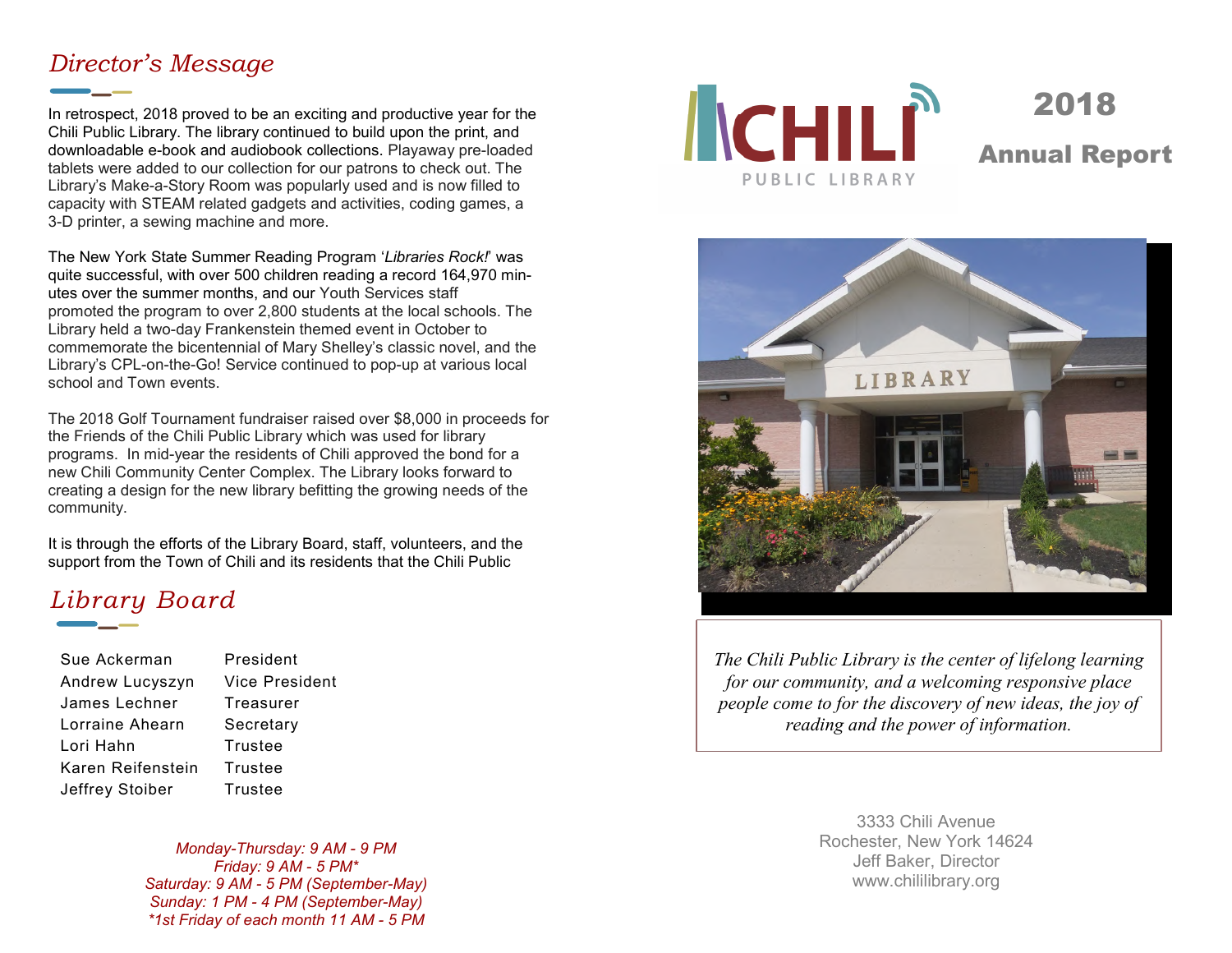## Director's Message

In retrospect, 2018 proved to be an exciting and productive year for the Chili Public Library. The library continued to build upon the print, and downloadable e-book and audiobook collections. Playaway pre-loaded tablets were added to our collection for our patrons to check out. The Library's Make-a-Story Room was popularly used and is now filled to capacity with STEAM related gadgets and activities, coding games, a 3-D printer, a sewing machine and more.

The New York State Summer Reading Program '*Libraries Rock!*' was quite successful, with over 500 children reading a record 164,970 minutes over the summer months, and our Youth Services staff promoted the program to over 2,800 students at the local schools. The Library held a two-day Frankenstein themed event in October to commemorate the bicentennial of Mary Shelley's classic novel, and the Library's CPL-on-the-Go! Service continued to pop-up at various local school and Town events.

The 2018 Golf Tournament fundraiser raised over $8,000 in proceeds for the Friends of the Chili Public Library which was used for library programs. In mid-year the residents of Chili approved the bond for a new Chili Community Center Complex. The Library looks forward to creating a design for the new library befitting the growing needs of the community.

It is through the efforts of the Library Board, staff, volunteers, and the support from the Town of Chili and its residents that the Chili Public

## Library Board

| | |
|---|---|
| Sue Ackerman | President |
| Andrew Lucyszyn | Vice President |
| James Lechner | Treasurer |
| Lorraine Ahearn | Secretary |
| Lori Hahn | Trustee |
| Karen Reifenstein | Trustee |
| Jeffrey Stoiber | Trustee |

*Monday-Thursday: 9 AM - 9 PM*
*Friday: 9 AM - 5 PM**
*Saturday: 9 AM - 5 PM (September-May)*
*Sunday: 1 PM - 4 PM (September-May)*
**1st Friday of each month 11 AM - 5 PM*

CHILI PUBLIC LIBRARY

# 2018 Annual Report

*The Chili Public Library is the center of lifelong learning for our community, and a welcoming responsive place people come to for the discovery of new ideas, the joy of reading and the power of information.*

3333 Chili Avenue
Rochester, New York 14624
Jeff Baker, Director
www.chililibrary.org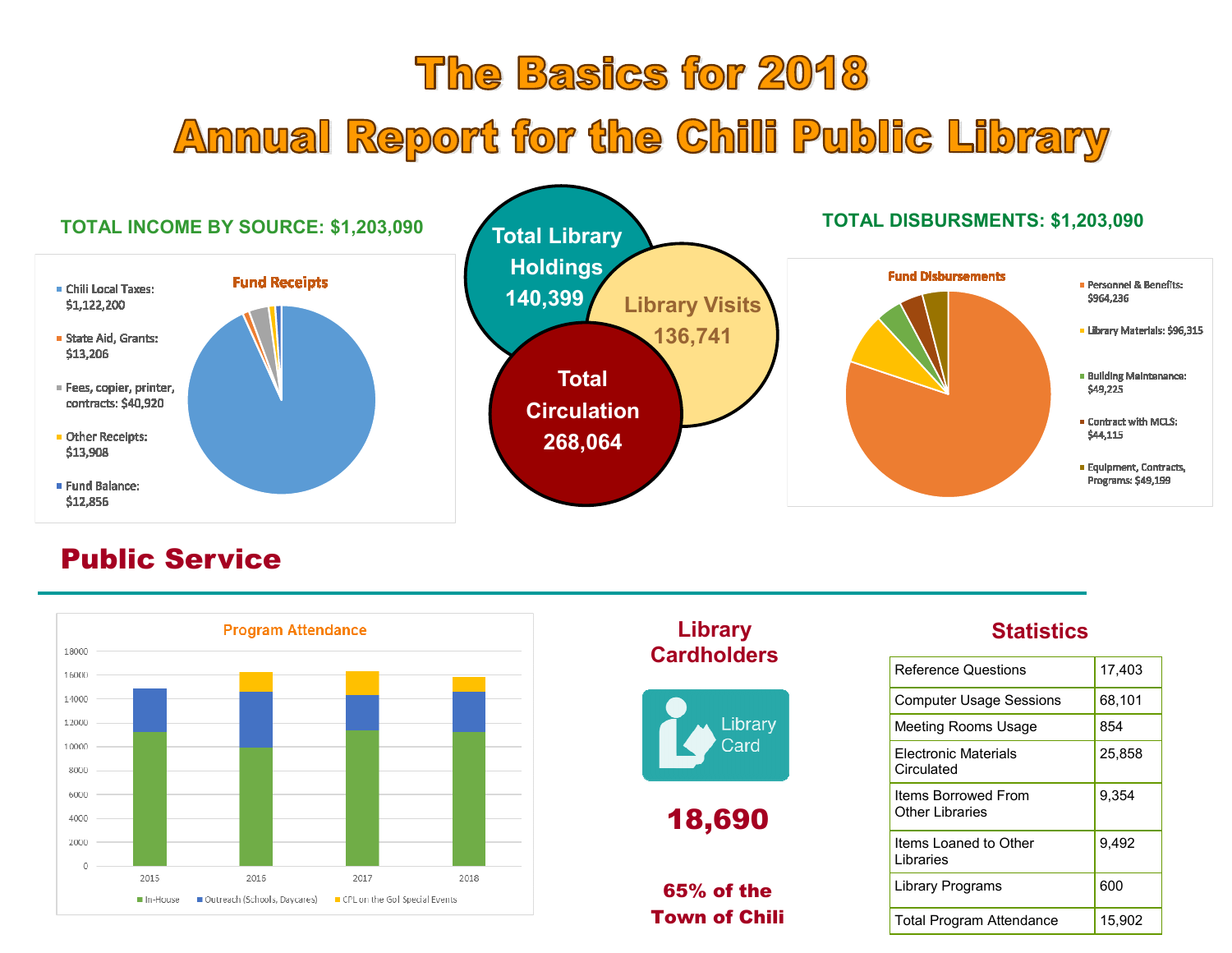# The Basics for 2018

# Annual Report for the Chili Public Library

**TOTAL INCOME BY SOURCE: $1,203,090**

Fund Receipts

- Chili Local Taxes: $1,122,200
- State Aid, Grants: $13,206
- Fees, copier, printer, contracts: $40,920
- Other Receipts: $13,908
- Fund Balance: $12,856

Total Library Holdings 140,399

Library Visits 136,741

Total Circulation 268,064

**TOTAL DISBURSMENTS: $1,203,090**

Fund Disbursements

- Personnel & Benefits: $964,236
- Library Materials: $96,315
- Building Maintenance: $49,225
- Contract with MCLS: $44,115
- Equipment, Contracts, Programs: $49,199

## Public Service

Program Attendance

18000
16000
14000
12000
10000
8000
6000
4000
2000
0

2015 2016 2017 2018

In-House
Outreach (Schools, Daycares)
CPL on the Go! Special Events

### Library Cardholders

Library Card

**18,690**

**65% of the Town of Chili**

### Statistics

| | |
|---|---|
| Reference Questions | 17,403 |
| Computer Usage Sessions | 68,101 |
| Meeting Rooms Usage | 854 |
| Electronic Materials Circulated | 25,858 |
| Items Borrowed From Other Libraries | 9,354 |
| Items Loaned to Other Libraries | 9,492 |
| Library Programs | 600 |
| Total Program Attendance | 15,902 |